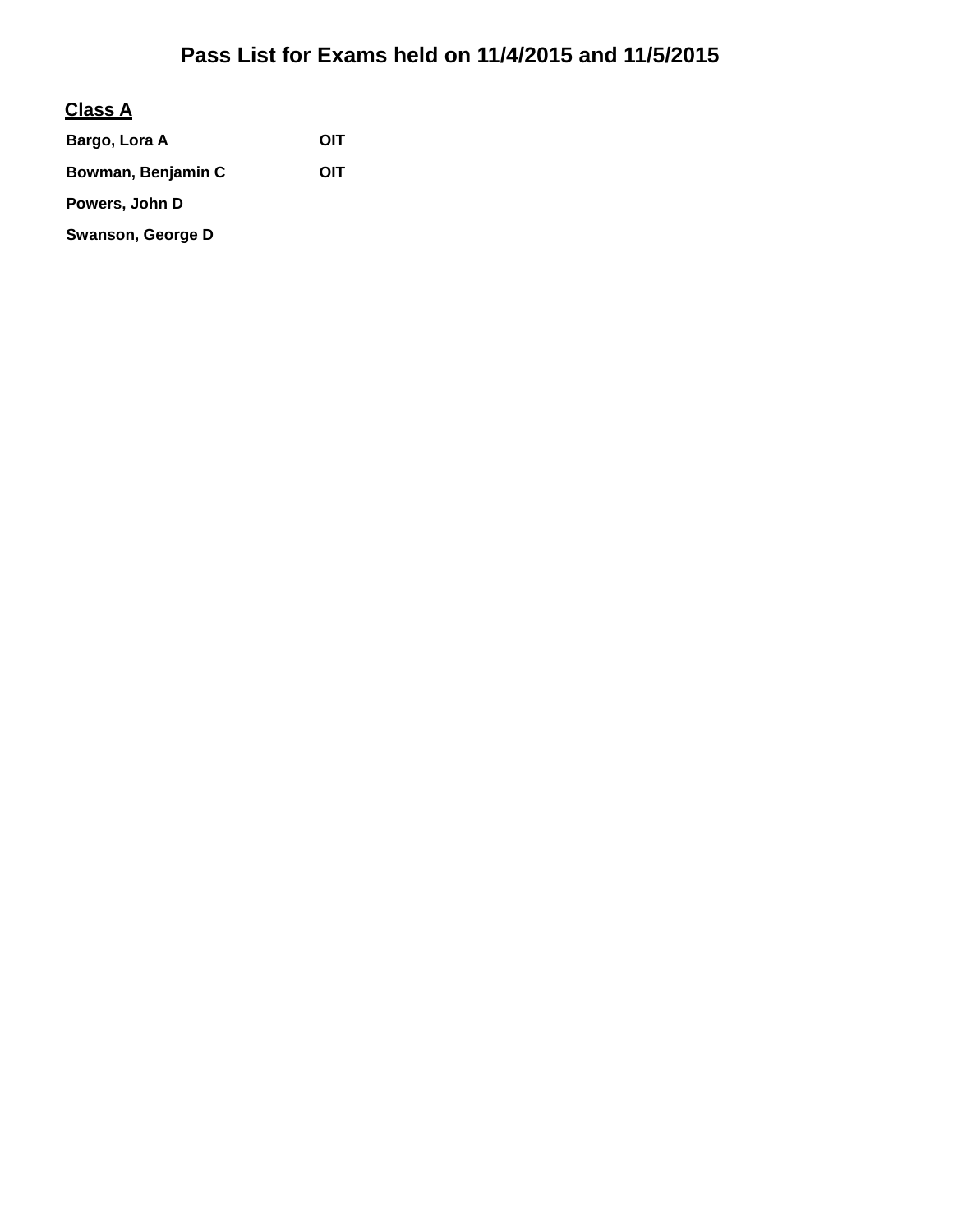# Pass List for Exams held on 11/4/2015 and 11/5/2015

## Class A

| | |
|---|---|
| **Bargo, Lora A** | **OIT** |
| **Bowman, Benjamin C** | **OIT** |
| **Powers, John D** | |
| **Swanson, George D** | |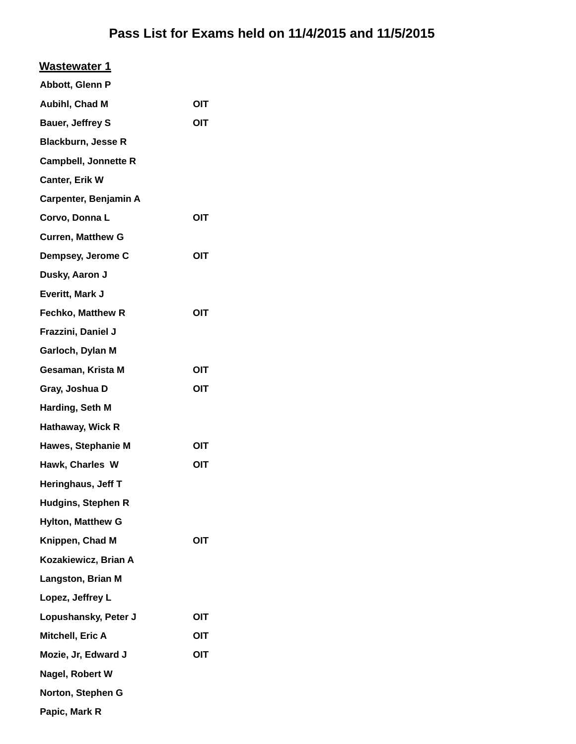# Pass List for Exams held on 11/4/2015 and 11/5/2015

## Wastewater 1

| Name | |
|---|---|
| Abbott, Glenn P | |
| Aubihl, Chad M | OIT |
| Bauer, Jeffrey S | OIT |
| Blackburn, Jesse R | |
| Campbell, Jonnette R | |
| Canter, Erik W | |
| Carpenter, Benjamin A | |
| Corvo, Donna L | OIT |
| Curren, Matthew G | |
| Dempsey, Jerome C | OIT |
| Dusky, Aaron J | |
| Everitt, Mark J | |
| Fechko, Matthew R | OIT |
| Frazzini, Daniel J | |
| Garloch, Dylan M | |
| Gesaman, Krista M | OIT |
| Gray, Joshua D | OIT |
| Harding, Seth M | |
| Hathaway, Wick R | |
| Hawes, Stephanie M | OIT |
| Hawk, Charles W | OIT |
| Heringhaus, Jeff T | |
| Hudgins, Stephen R | |
| Hylton, Matthew G | |
| Knippen, Chad M | OIT |
| Kozakiewicz, Brian A | |
| Langston, Brian M | |
| Lopez, Jeffrey L | |
| Lopushansky, Peter J | OIT |
| Mitchell, Eric A | OIT |
| Mozie, Jr, Edward J | OIT |
| Nagel, Robert W | |
| Norton, Stephen G | |
| Papic, Mark R | |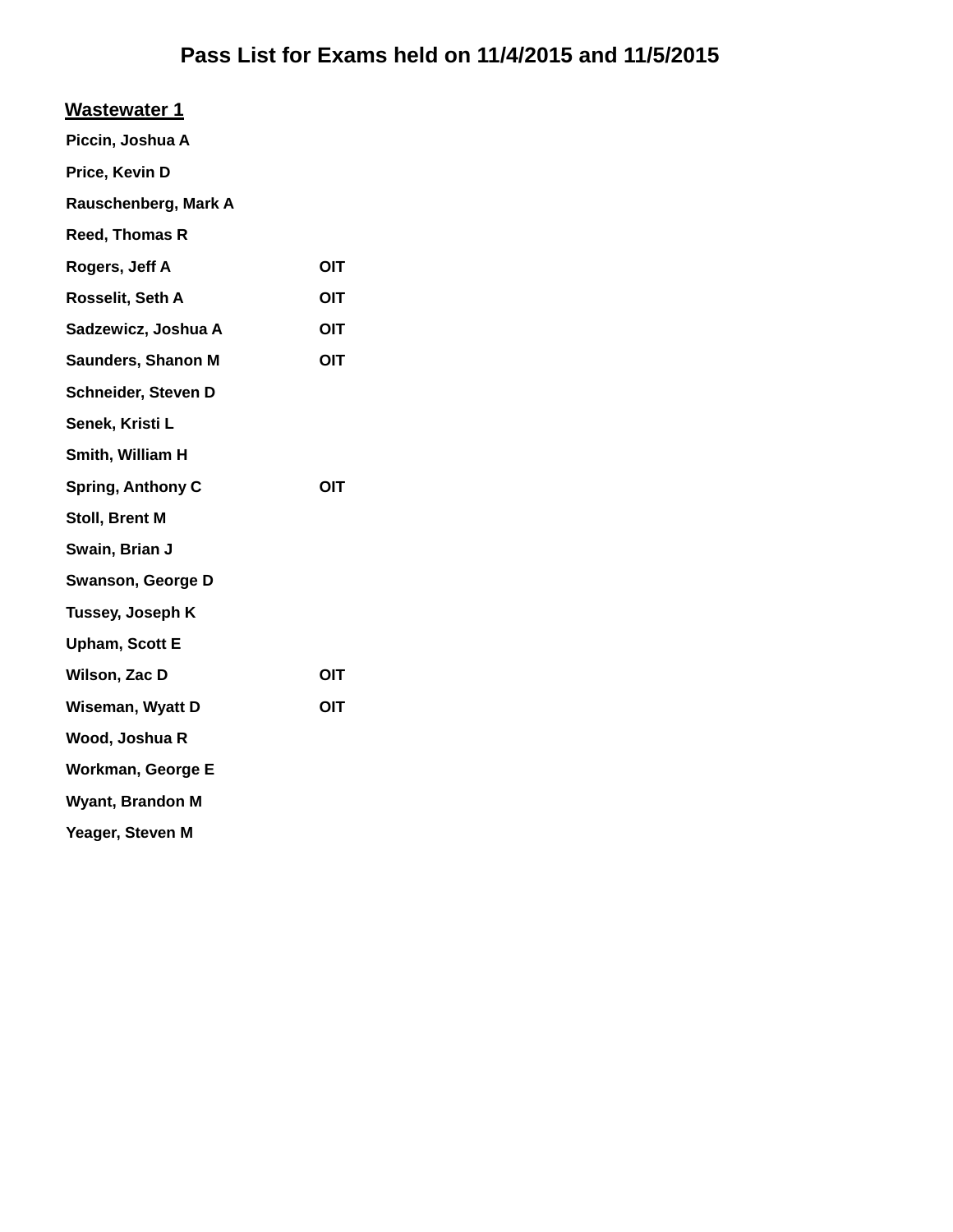# Pass List for Exams held on 11/4/2015 and 11/5/2015

## Wastewater 1

| Name | |
|---|---|
| Piccin, Joshua A | |
| Price, Kevin D | |
| Rauschenberg, Mark A | |
| Reed, Thomas R | |
| Rogers, Jeff A | OIT |
| Rosselit, Seth A | OIT |
| Sadzewicz, Joshua A | OIT |
| Saunders, Shanon M | OIT |
| Schneider, Steven D | |
| Senek, Kristi L | |
| Smith, William H | |
| Spring, Anthony C | OIT |
| Stoll, Brent M | |
| Swain, Brian J | |
| Swanson, George D | |
| Tussey, Joseph K | |
| Upham, Scott E | |
| Wilson, Zac D | OIT |
| Wiseman, Wyatt D | OIT |
| Wood, Joshua R | |
| Workman, George E | |
| Wyant, Brandon M | |
| Yeager, Steven M | |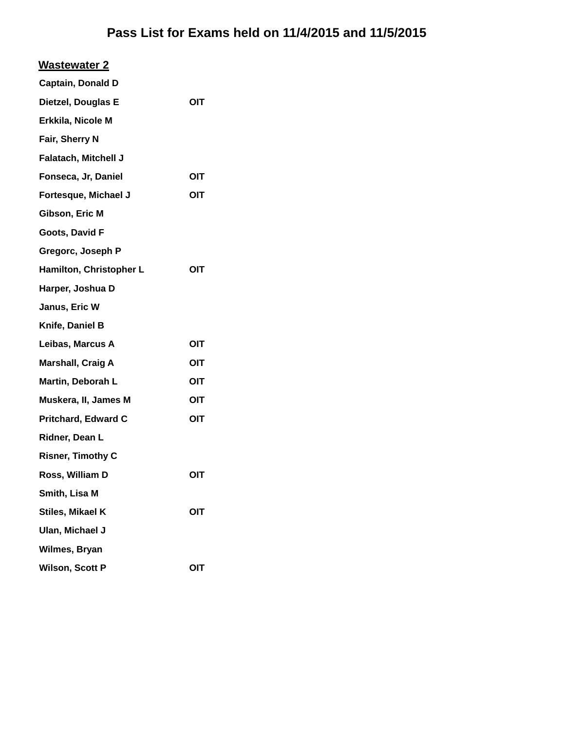# Pass List for Exams held on 11/4/2015 and 11/5/2015

## Wastewater 2

| Name | |
|---|---|
| Captain, Donald D | |
| Dietzel, Douglas E | OIT |
| Erkkila, Nicole M | |
| Fair, Sherry N | |
| Falatach, Mitchell J | |
| Fonseca, Jr, Daniel | OIT |
| Fortesque, Michael J | OIT |
| Gibson, Eric M | |
| Goots, David F | |
| Gregorc, Joseph P | |
| Hamilton, Christopher L | OIT |
| Harper, Joshua D | |
| Janus, Eric W | |
| Knife, Daniel B | |
| Leibas, Marcus A | OIT |
| Marshall, Craig A | OIT |
| Martin, Deborah L | OIT |
| Muskera, II, James M | OIT |
| Pritchard, Edward C | OIT |
| Ridner, Dean L | |
| Risner, Timothy C | |
| Ross, William D | OIT |
| Smith, Lisa M | |
| Stiles, Mikael K | OIT |
| Ulan, Michael J | |
| Wilmes, Bryan | |
| Wilson, Scott P | OIT |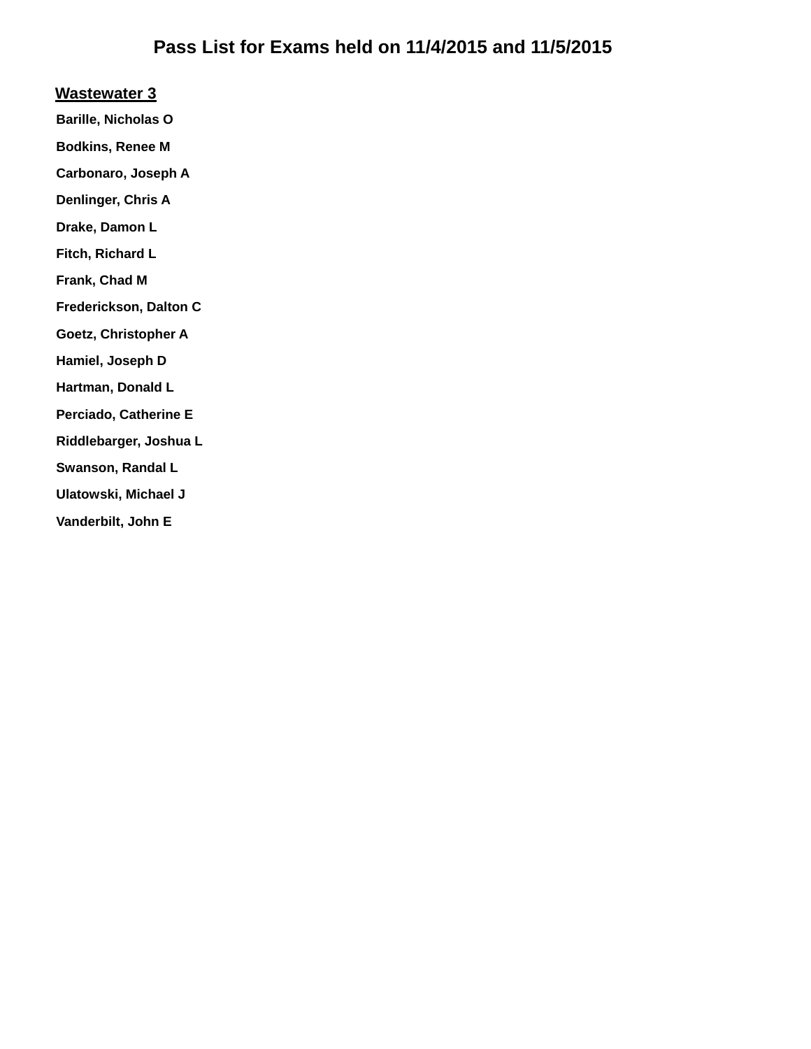# Pass List for Exams held on 11/4/2015 and 11/5/2015

## Wastewater 3

**Barille, Nicholas O**

**Bodkins, Renee M**

**Carbonaro, Joseph A**

**Denlinger, Chris A**

**Drake, Damon L**

**Fitch, Richard L**

**Frank, Chad M**

**Frederickson, Dalton C**

**Goetz, Christopher A**

**Hamiel, Joseph D**

**Hartman, Donald L**

**Perciado, Catherine E**

**Riddlebarger, Joshua L**

**Swanson, Randal L**

**Ulatowski, Michael J**

**Vanderbilt, John E**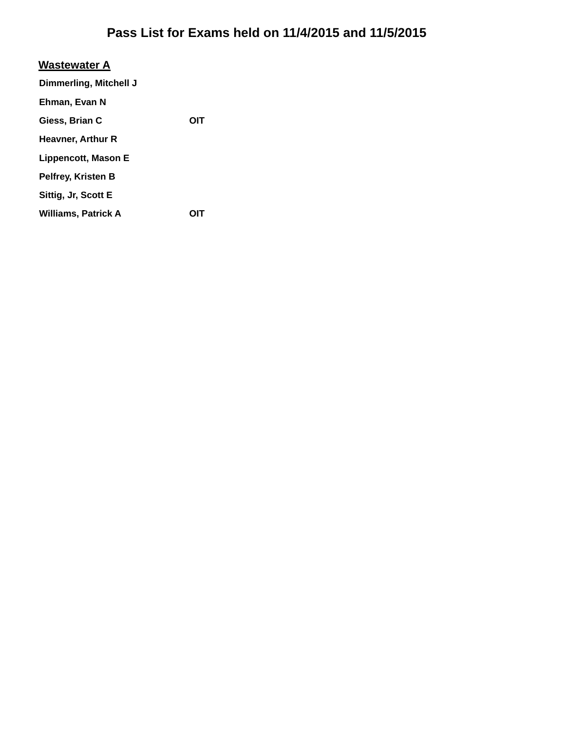# Pass List for Exams held on 11/4/2015 and 11/5/2015

## Wastewater A

| Name | |
|---|---|
| Dimmerling, Mitchell J | |
| Ehman, Evan N | |
| Giess, Brian C | OIT |
| Heavner, Arthur R | |
| Lippencott, Mason E | |
| Pelfrey, Kristen B | |
| Sittig, Jr, Scott E | |
| Williams, Patrick A | OIT |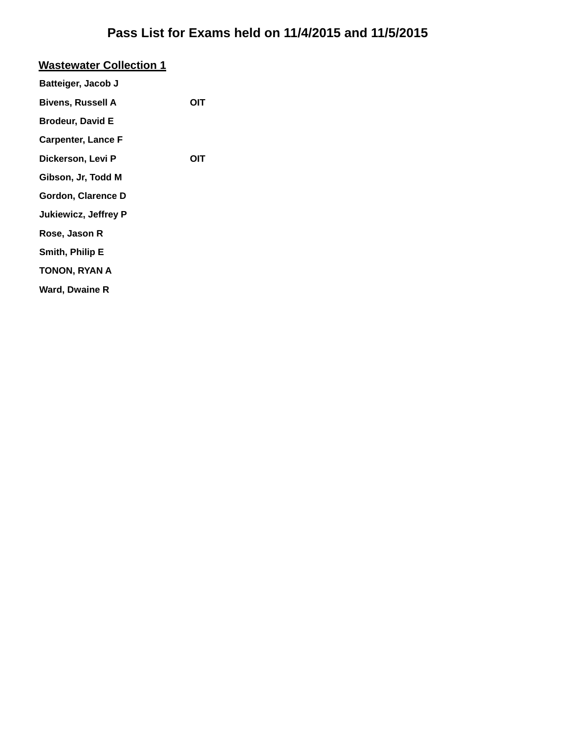# Pass List for Exams held on 11/4/2015 and 11/5/2015

## Wastewater Collection 1

| Name | |
|---|---|
| Batteiger, Jacob J | |
| Bivens, Russell A | OIT |
| Brodeur, David E | |
| Carpenter, Lance F | |
| Dickerson, Levi P | OIT |
| Gibson, Jr, Todd M | |
| Gordon, Clarence D | |
| Jukiewicz, Jeffrey P | |
| Rose, Jason R | |
| Smith, Philip E | |
| TONON, RYAN A | |
| Ward, Dwaine R | |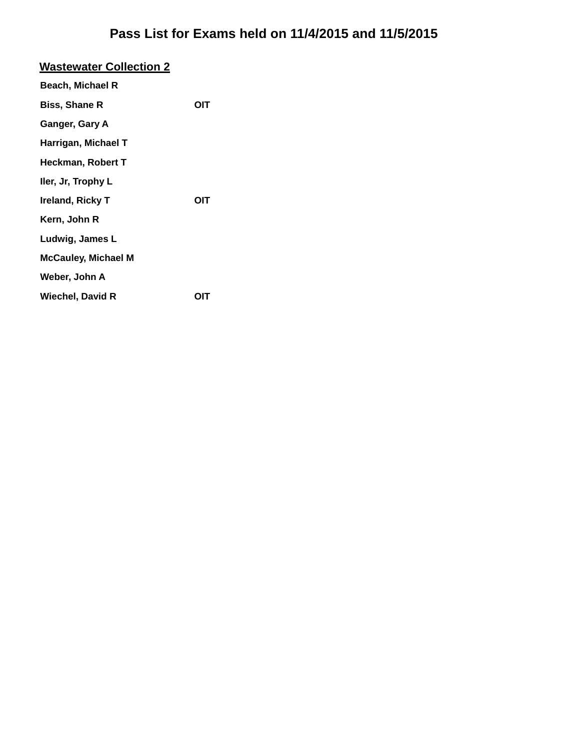# Pass List for Exams held on 11/4/2015 and 11/5/2015

## Wastewater Collection 2

| Name | |
|---|---|
| Beach, Michael R | |
| Biss, Shane R | OIT |
| Ganger, Gary A | |
| Harrigan, Michael T | |
| Heckman, Robert T | |
| Iler, Jr, Trophy L | |
| Ireland, Ricky T | OIT |
| Kern, John R | |
| Ludwig, James L | |
| McCauley, Michael M | |
| Weber, John A | |
| Wiechel, David R | OIT |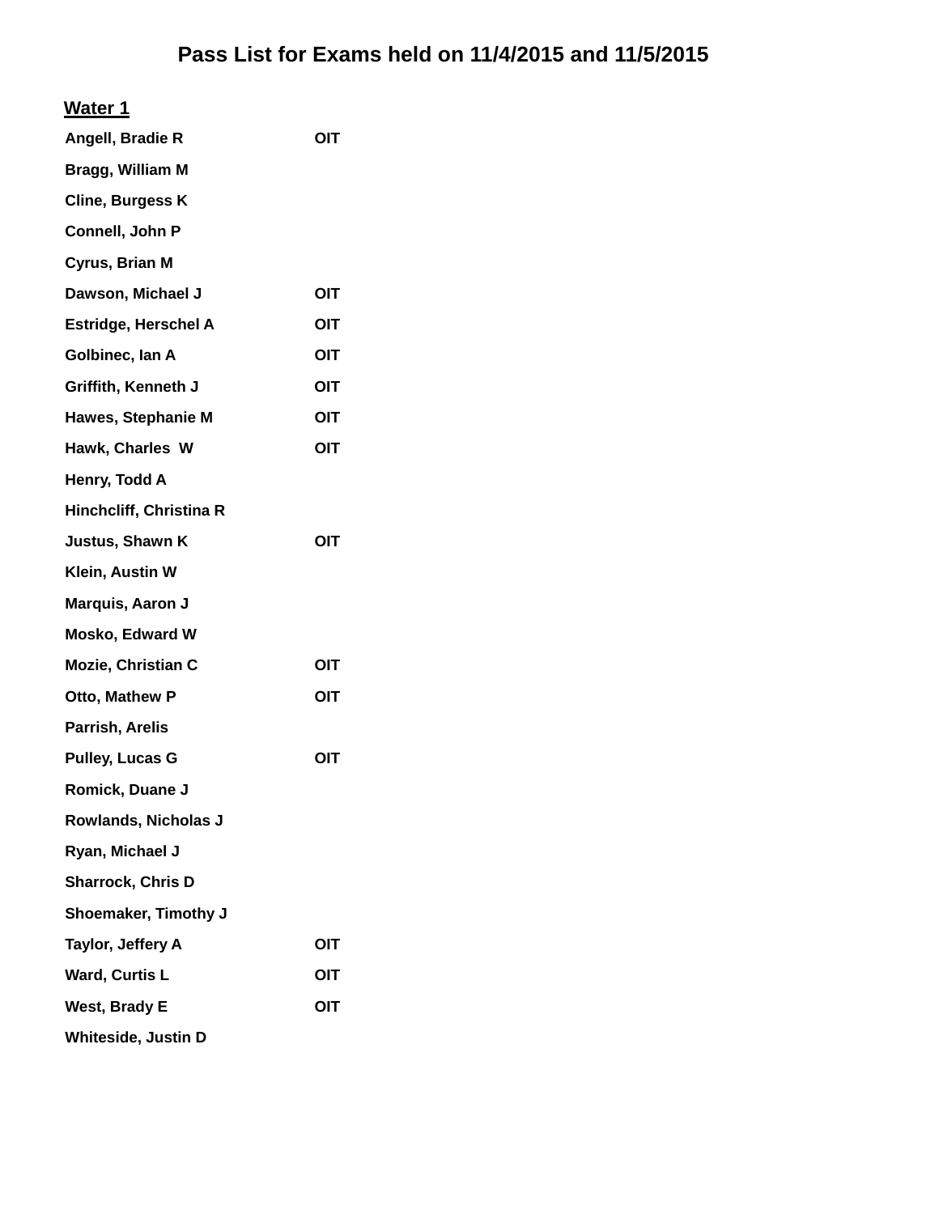# Pass List for Exams held on 11/4/2015 and 11/5/2015

## Water 1

| Name | |
|---|---|
| Angell, Bradie R | OIT |
| Bragg, William M | |
| Cline, Burgess K | |
| Connell, John P | |
| Cyrus, Brian M | |
| Dawson, Michael J | OIT |
| Estridge, Herschel A | OIT |
| Golbinec, Ian A | OIT |
| Griffith, Kenneth J | OIT |
| Hawes, Stephanie M | OIT |
| Hawk, Charles W | OIT |
| Henry, Todd A | |
| Hinchcliff, Christina R | |
| Justus, Shawn K | OIT |
| Klein, Austin W | |
| Marquis, Aaron J | |
| Mosko, Edward W | |
| Mozie, Christian C | OIT |
| Otto, Mathew P | OIT |
| Parrish, Arelis | |
| Pulley, Lucas G | OIT |
| Romick, Duane J | |
| Rowlands, Nicholas J | |
| Ryan, Michael J | |
| Sharrock, Chris D | |
| Shoemaker, Timothy J | |
| Taylor, Jeffery A | OIT |
| Ward, Curtis L | OIT |
| West, Brady E | OIT |
| Whiteside, Justin D | |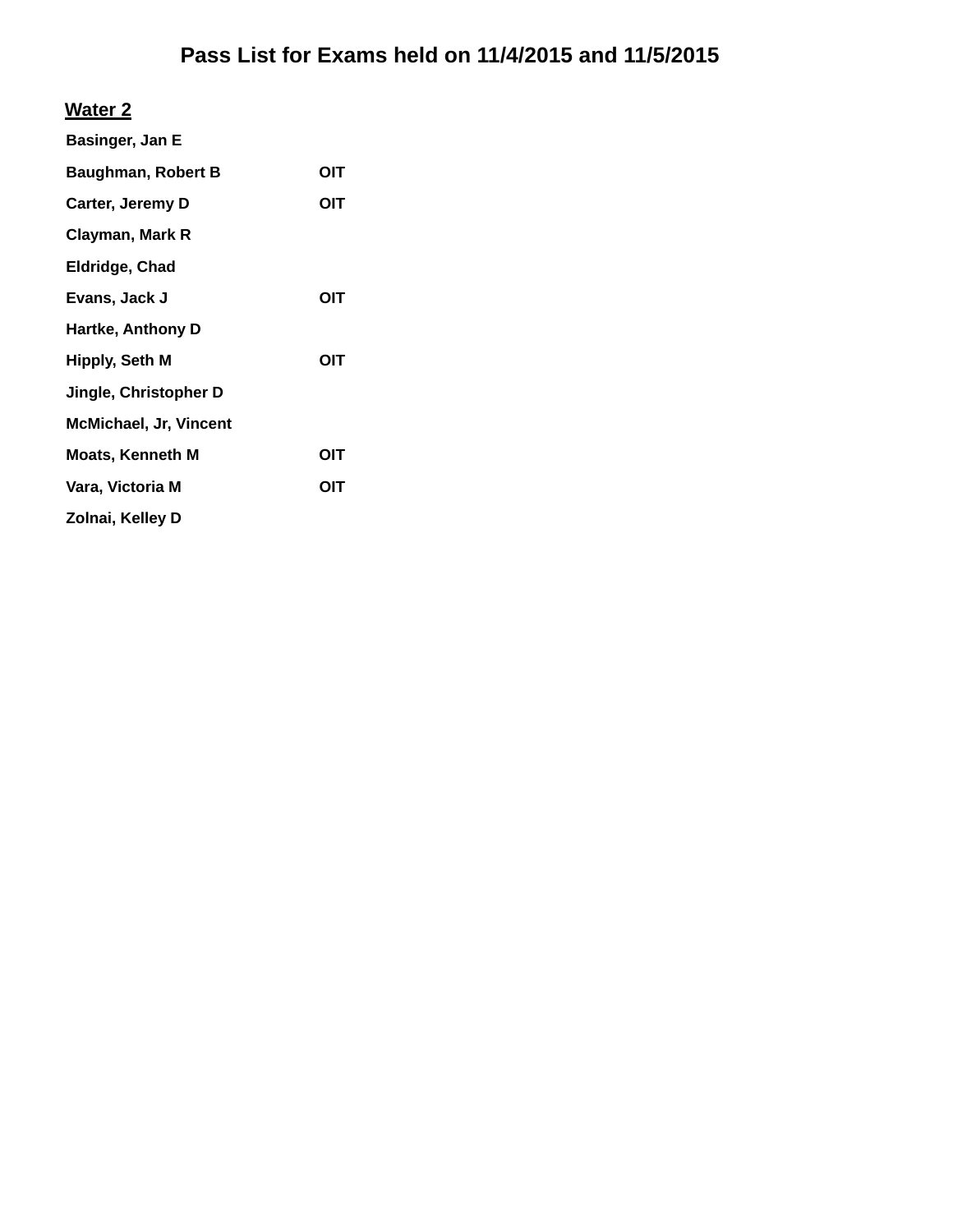# Pass List for Exams held on 11/4/2015 and 11/5/2015

## Water 2

| | |
|---|---|
| Basinger, Jan E | |
| Baughman, Robert B | OIT |
| Carter, Jeremy D | OIT |
| Clayman, Mark R | |
| Eldridge, Chad | |
| Evans, Jack J | OIT |
| Hartke, Anthony D | |
| Hipply, Seth M | OIT |
| Jingle, Christopher D | |
| McMichael, Jr, Vincent | |
| Moats, Kenneth M | OIT |
| Vara, Victoria M | OIT |
| Zolnai, Kelley D | |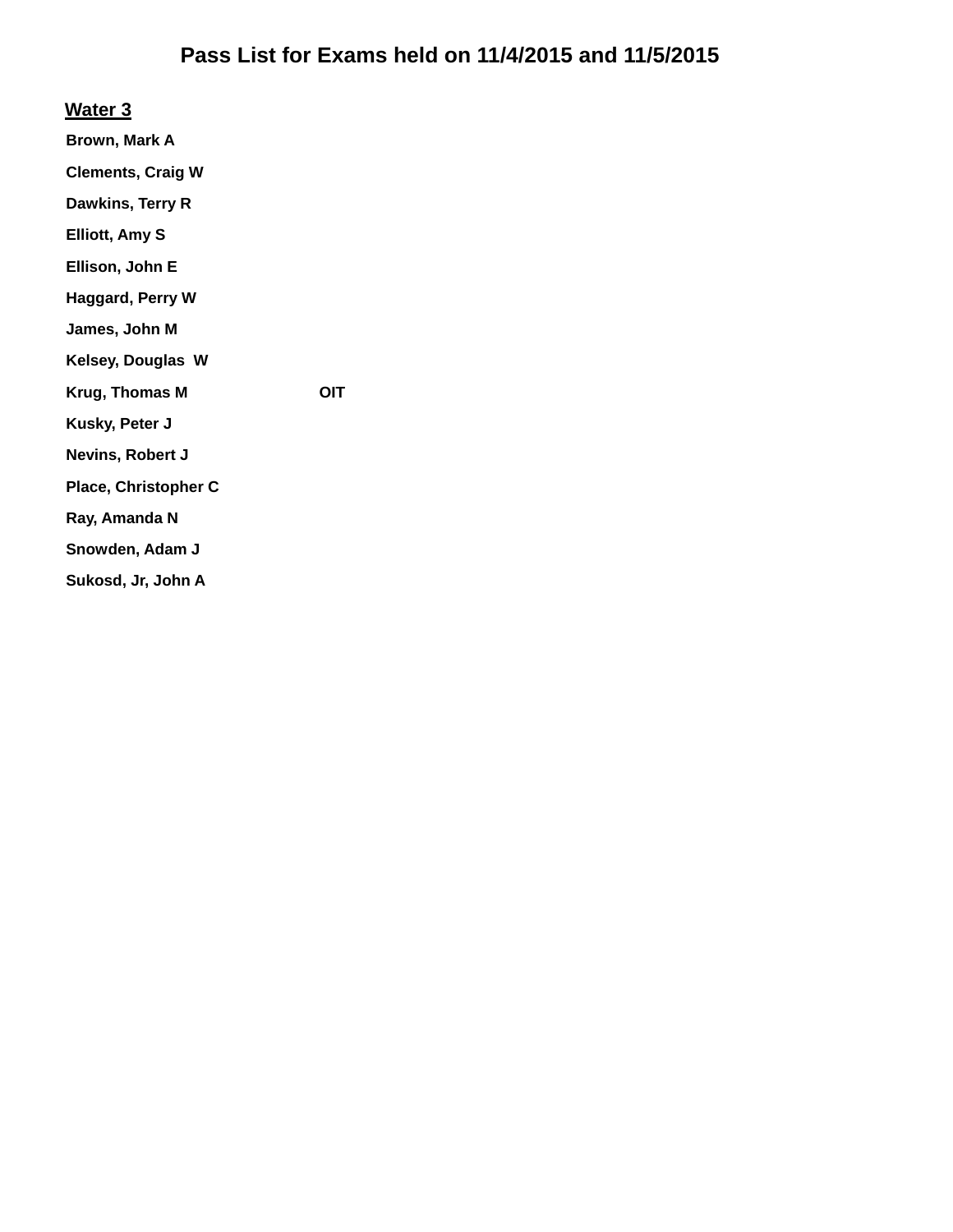# Pass List for Exams held on 11/4/2015 and 11/5/2015

## Water 3

**Brown, Mark A**

**Clements, Craig W**

**Dawkins, Terry R**

**Elliott, Amy S**

**Ellison, John E**

**Haggard, Perry W**

**James, John M**

**Kelsey, Douglas W**

**Krug, Thomas M** **OIT**

**Kusky, Peter J**

**Nevins, Robert J**

**Place, Christopher C**

**Ray, Amanda N**

**Snowden, Adam J**

**Sukosd, Jr, John A**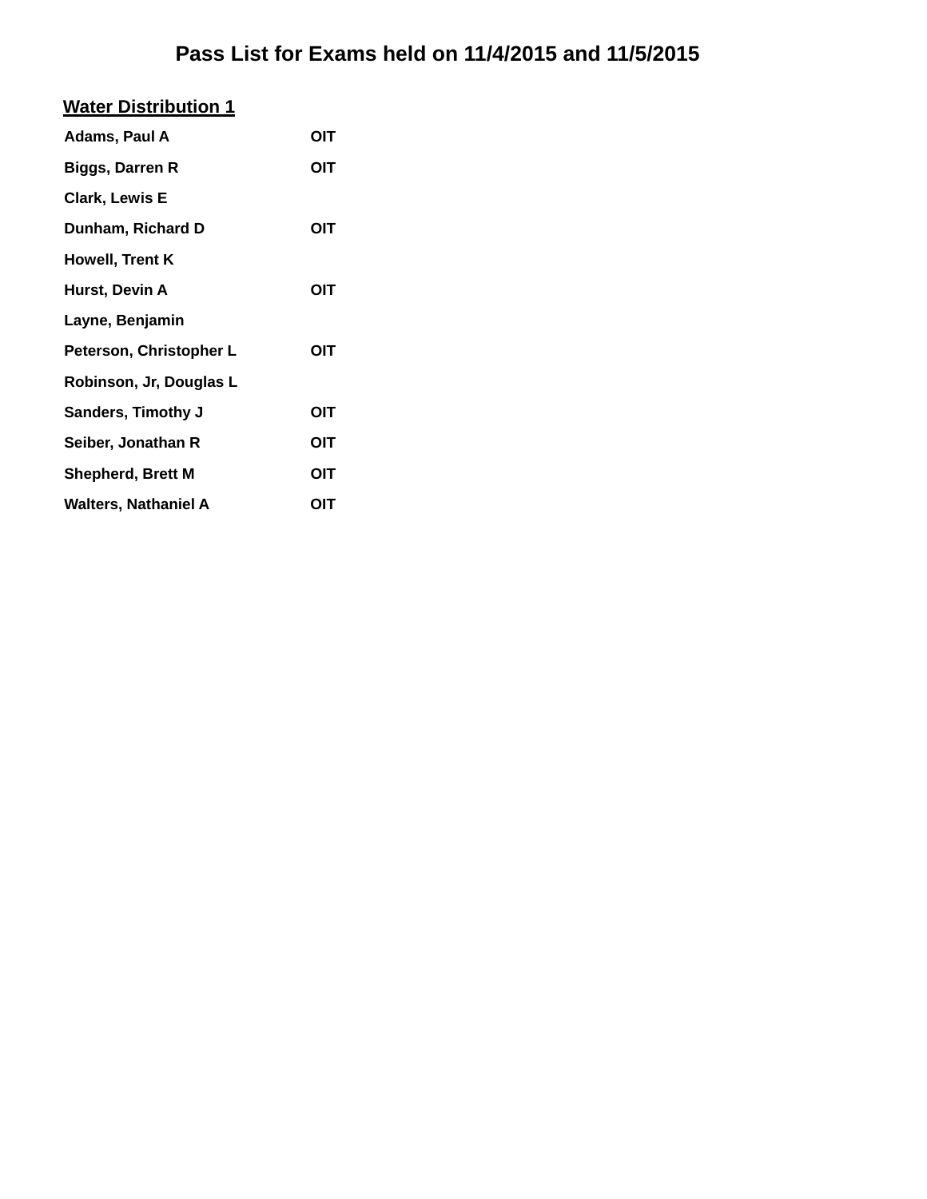# Pass List for Exams held on 11/4/2015 and 11/5/2015

## Water Distribution 1

| | |
|---|---|
| Adams, Paul A | OIT |
| Biggs, Darren R | OIT |
| Clark, Lewis E | |
| Dunham, Richard D | OIT |
| Howell, Trent K | |
| Hurst, Devin A | OIT |
| Layne, Benjamin | |
| Peterson, Christopher L | OIT |
| Robinson, Jr, Douglas L | |
| Sanders, Timothy J | OIT |
| Seiber, Jonathan R | OIT |
| Shepherd, Brett M | OIT |
| Walters, Nathaniel A | OIT |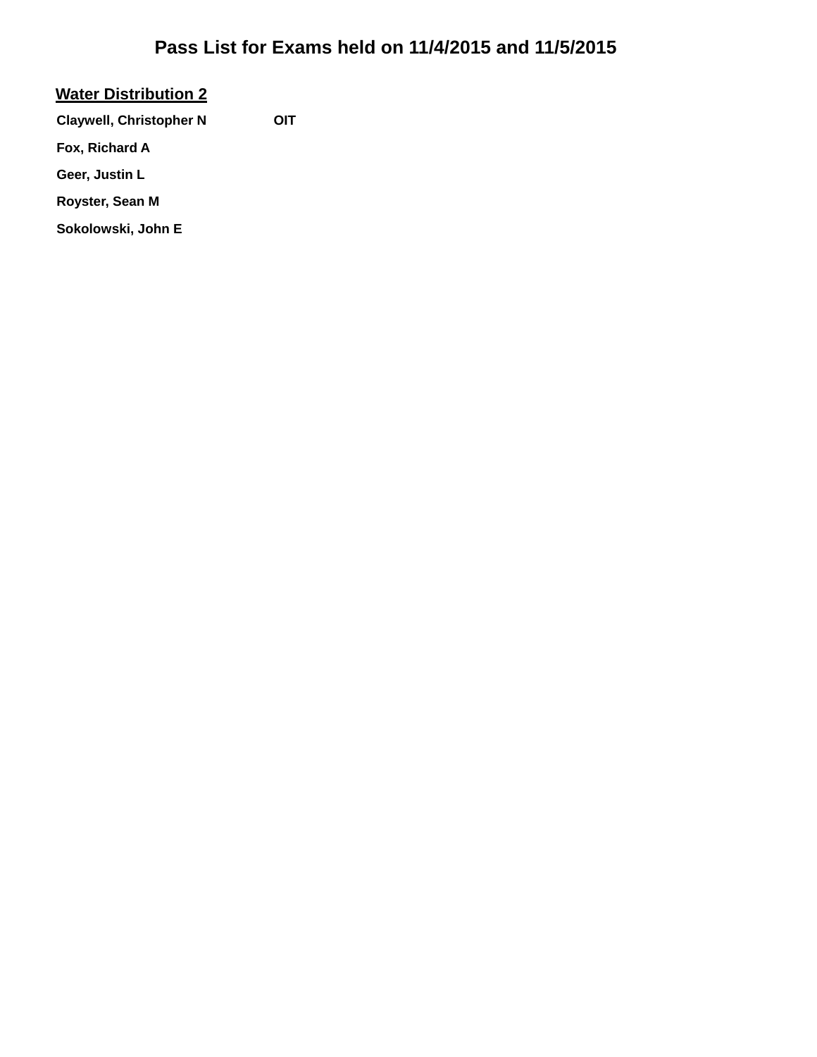# Pass List for Exams held on 11/4/2015 and 11/5/2015

## Water Distribution 2

| | |
|---|---|
| **Claywell, Christopher N** | **OIT** |
| **Fox, Richard A** | |
| **Geer, Justin L** | |
| **Royster, Sean M** | |
| **Sokolowski, John E** | |